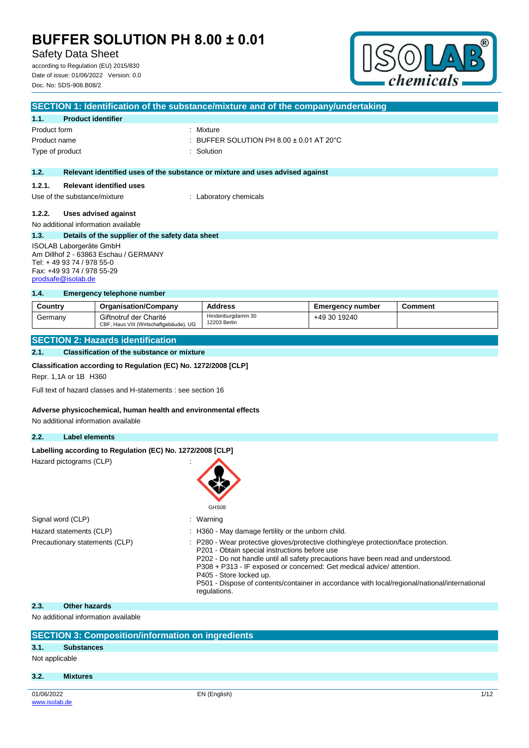# BUFFER SOLUTION PH 8.00 ± 0.01

Safety Data Sheet

according to Regulation (EU) 2015/830
Date of issue: 01/06/2022 Version: 0.0
Doc. No: SDS-908.B08/2

## SECTION 1: Identification of the substance/mixture and of the company/undertaking

### 1.1. Product identifier

Product form : Mixture
Product name : BUFFER SOLUTION PH 8.00 ± 0.01 AT 20°C
Type of product : Solution

### 1.2. Relevant identified uses of the substance or mixture and uses advised against

#### 1.2.1. Relevant identified uses

Use of the substance/mixture : Laboratory chemicals

#### 1.2.2. Uses advised against

No additional information available

### 1.3. Details of the supplier of the safety data sheet

ISOLAB Laborgeräte GmbH
Am Dillhof 2 - 63863 Eschau / GERMANY
Tel: + 49 93 74 / 978 55-0
Fax: +49 93 74 / 978 55-29
prodsafe@isolab.de

### 1.4. Emergency telephone number

| Country | Organisation/Company | Address | Emergency number | Comment |
|---|---|---|---|---|
| Germany | Giftnotruf der Charité<br>CBF, Haus VIII (Wirtschaftgebäude), UG | Hindenburgdamm 30<br>12203 Berlin | +49 30 19240 | |

## SECTION 2: Hazards identification

### 2.1. Classification of the substance or mixture

**Classification according to Regulation (EC) No. 1272/2008 [CLP]**

Repr. 1,1A or 1B H360

Full text of hazard classes and H-statements : see section 16

**Adverse physicochemical, human health and environmental effects**

No additional information available

### 2.2. Label elements

**Labelling according to Regulation (EC) No. 1272/2008 [CLP]**

Hazard pictograms (CLP) :

GHS08

Signal word (CLP) : Warning

Hazard statements (CLP) : H360 - May damage fertility or the unborn child.

Precautionary statements (CLP) : P280 - Wear protective gloves/protective clothing/eye protection/face protection.
P201 - Obtain special instructions before use
P202 - Do not handle until all safety precautions have been read and understood.
P308 + P313 - IF exposed or concerned: Get medical advice/ attention.
P405 - Store locked up.
P501 - Dispose of contents/container in accordance with local/regional/national/international regulations.

### 2.3. Other hazards

No additional information available

## SECTION 3: Composition/information on ingredients

### 3.1. Substances

Not applicable

### 3.2. Mixtures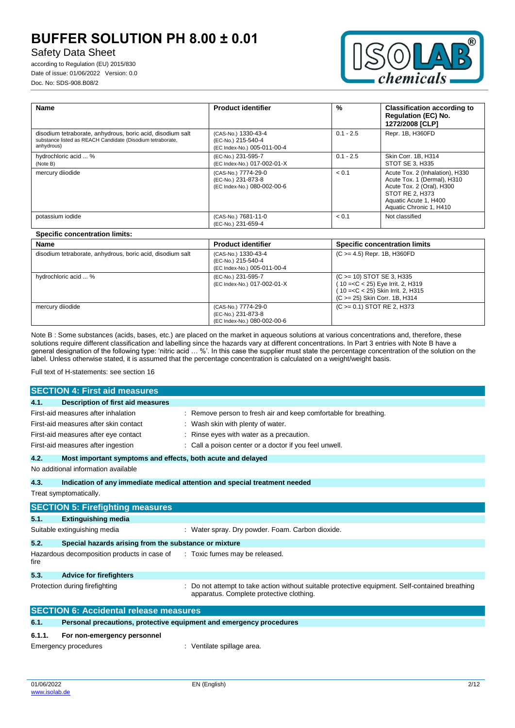| Name | Product identifier | % | Classification according to Regulation (EC) No. 1272/2008 [CLP] |
|---|---|---|---|
| disodium tetraborate, anhydrous, boric acid, disodium salt<br>substance listed as REACH Candidate (Disodium tetraborate, anhydrous) | (CAS-No.) 1330-43-4<br>(EC-No.) 215-540-4<br>(EC Index-No.) 005-011-00-4 | 0.1 - 2.5 | Repr. 1B, H360FD |
| hydrochloric acid ... %<br>(Note B) | (EC-No.) 231-595-7<br>(EC Index-No.) 017-002-01-X | 0.1 - 2.5 | Skin Corr. 1B, H314<br>STOT SE 3, H335 |
| mercury diiodide | (CAS-No.) 7774-29-0<br>(EC-No.) 231-873-8<br>(EC Index-No.) 080-002-00-6 | < 0.1 | Acute Tox. 2 (Inhalation), H330<br>Acute Tox. 1 (Dermal), H310<br>Acute Tox. 2 (Oral), H300<br>STOT RE 2, H373<br>Aquatic Acute 1, H400<br>Aquatic Chronic 1, H410 |
| potassium iodide | (CAS-No.) 7681-11-0<br>(EC-No.) 231-659-4 | < 0.1 | Not classified |

**Specific concentration limits:**

| Name | Product identifier | Specific concentration limits |
|---|---|---|
| disodium tetraborate, anhydrous, boric acid, disodium salt | (CAS-No.) 1330-43-4<br>(EC-No.) 215-540-4<br>(EC Index-No.) 005-011-00-4 | (C >= 4.5) Repr. 1B, H360FD |
| hydrochloric acid ... % | (EC-No.) 231-595-7<br>(EC Index-No.) 017-002-01-X | (C >= 10) STOT SE 3, H335<br>( 10 =<C < 25) Eye Irrit. 2, H319<br>( 10 =<C < 25) Skin Irrit. 2, H315<br>(C >= 25) Skin Corr. 1B, H314 |
| mercury diiodide | (CAS-No.) 7774-29-0<br>(EC-No.) 231-873-8<br>(EC Index-No.) 080-002-00-6 | (C >= 0.1) STOT RE 2, H373 |

Note B : Some substances (acids, bases, etc.) are placed on the market in aqueous solutions at various concentrations and, therefore, these solutions require different classification and labelling since the hazards vary at different concentrations. In Part 3 entries with Note B have a general designation of the following type: 'nitric acid … %'. In this case the supplier must state the percentage concentration of the solution on the label. Unless otherwise stated, it is assumed that the percentage concentration is calculated on a weight/weight basis.

Full text of H-statements: see section 16

## SECTION 4: First aid measures

### 4.1. Description of first aid measures

First-aid measures after inhalation : Remove person to fresh air and keep comfortable for breathing.

First-aid measures after skin contact : Wash skin with plenty of water.

First-aid measures after eye contact : Rinse eyes with water as a precaution.

First-aid measures after ingestion : Call a poison center or a doctor if you feel unwell.

### 4.2. Most important symptoms and effects, both acute and delayed

No additional information available

### 4.3. Indication of any immediate medical attention and special treatment needed

Treat symptomatically.

## SECTION 5: Firefighting measures

### 5.1. Extinguishing media

Suitable extinguishing media : Water spray. Dry powder. Foam. Carbon dioxide.

### 5.2. Special hazards arising from the substance or mixture

Hazardous decomposition products in case of fire : Toxic fumes may be released.

### 5.3. Advice for firefighters

Protection during firefighting : Do not attempt to take action without suitable protective equipment. Self-contained breathing apparatus. Complete protective clothing.

## SECTION 6: Accidental release measures

### 6.1. Personal precautions, protective equipment and emergency procedures

#### 6.1.1. For non-emergency personnel

Emergency procedures : Ventilate spillage area.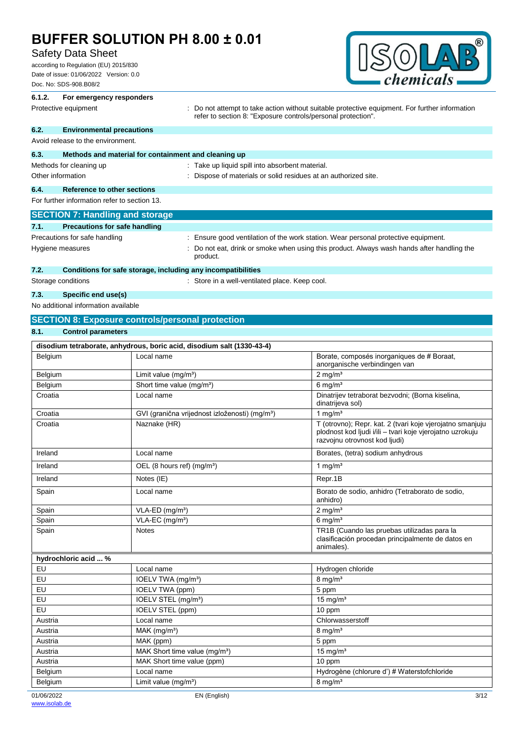#### 6.1.2. For emergency responders

Protective equipment : Do not attempt to take action without suitable protective equipment. For further information refer to section 8: "Exposure controls/personal protection".

### 6.2. Environmental precautions

Avoid release to the environment.

### 6.3. Methods and material for containment and cleaning up

Methods for cleaning up : Take up liquid spill into absorbent material.

Other information : Dispose of materials or solid residues at an authorized site.

### 6.4. Reference to other sections

For further information refer to section 13.

## SECTION 7: Handling and storage

### 7.1. Precautions for safe handling

Precautions for safe handling : Ensure good ventilation of the work station. Wear personal protective equipment.

Hygiene measures : Do not eat, drink or smoke when using this product. Always wash hands after handling the product.

### 7.2. Conditions for safe storage, including any incompatibilities

Storage conditions : Store in a well-ventilated place. Keep cool.

### 7.3. Specific end use(s)

No additional information available

## SECTION 8: Exposure controls/personal protection

### 8.1. Control parameters

| disodium tetraborate, anhydrous, boric acid, disodium salt (1330-43-4) | | |
|---|---|---|
| Belgium | Local name | Borate, composés inorganiques de # Boraat, anorganische verbindingen van |
| Belgium | Limit value (mg/m³) | 2 mg/m³ |
| Belgium | Short time value (mg/m³) | 6 mg/m³ |
| Croatia | Local name | Dinatrijev tetraborat bezvodni; (Borna kiselina, dinatrijeva sol) |
| Croatia | GVI (granična vrijednost izloženosti) (mg/m³) | 1 mg/m³ |
| Croatia | Naznake (HR) | T (otrovno); Repr. kat. 2 (tvari koje vjerojatno smanjuju plodnost kod ljudi i/ili – tvari koje vjerojatno uzrokuju razvojnu otrovnost kod ljudi) |
| Ireland | Local name | Borates, (tetra) sodium anhydrous |
| Ireland | OEL (8 hours ref) (mg/m³) | 1 mg/m³ |
| Ireland | Notes (IE) | Repr.1B |
| Spain | Local name | Borato de sodio, anhidro (Tetraborato de sodio, anhidro) |
| Spain | VLA-ED (mg/m³) | 2 mg/m³ |
| Spain | VLA-EC (mg/m³) | 6 mg/m³ |
| Spain | Notes | TR1B (Cuando las pruebas utilizadas para la clasificación procedan principalmente de datos en animales). |

| hydrochloric acid ... % | | |
|---|---|---|
| EU | Local name | Hydrogen chloride |
| EU | IOELV TWA (mg/m³) | 8 mg/m³ |
| EU | IOELV TWA (ppm) | 5 ppm |
| EU | IOELV STEL (mg/m³) | 15 mg/m³ |
| EU | IOELV STEL (ppm) | 10 ppm |
| Austria | Local name | Chlorwasserstoff |
| Austria | MAK (mg/m³) | 8 mg/m³ |
| Austria | MAK (ppm) | 5 ppm |
| Austria | MAK Short time value (mg/m³) | 15 mg/m³ |
| Austria | MAK Short time value (ppm) | 10 ppm |
| Belgium | Local name | Hydrogène (chlorure d') # Waterstofchloride |
| Belgium | Limit value (mg/m³) | 8 mg/m³ |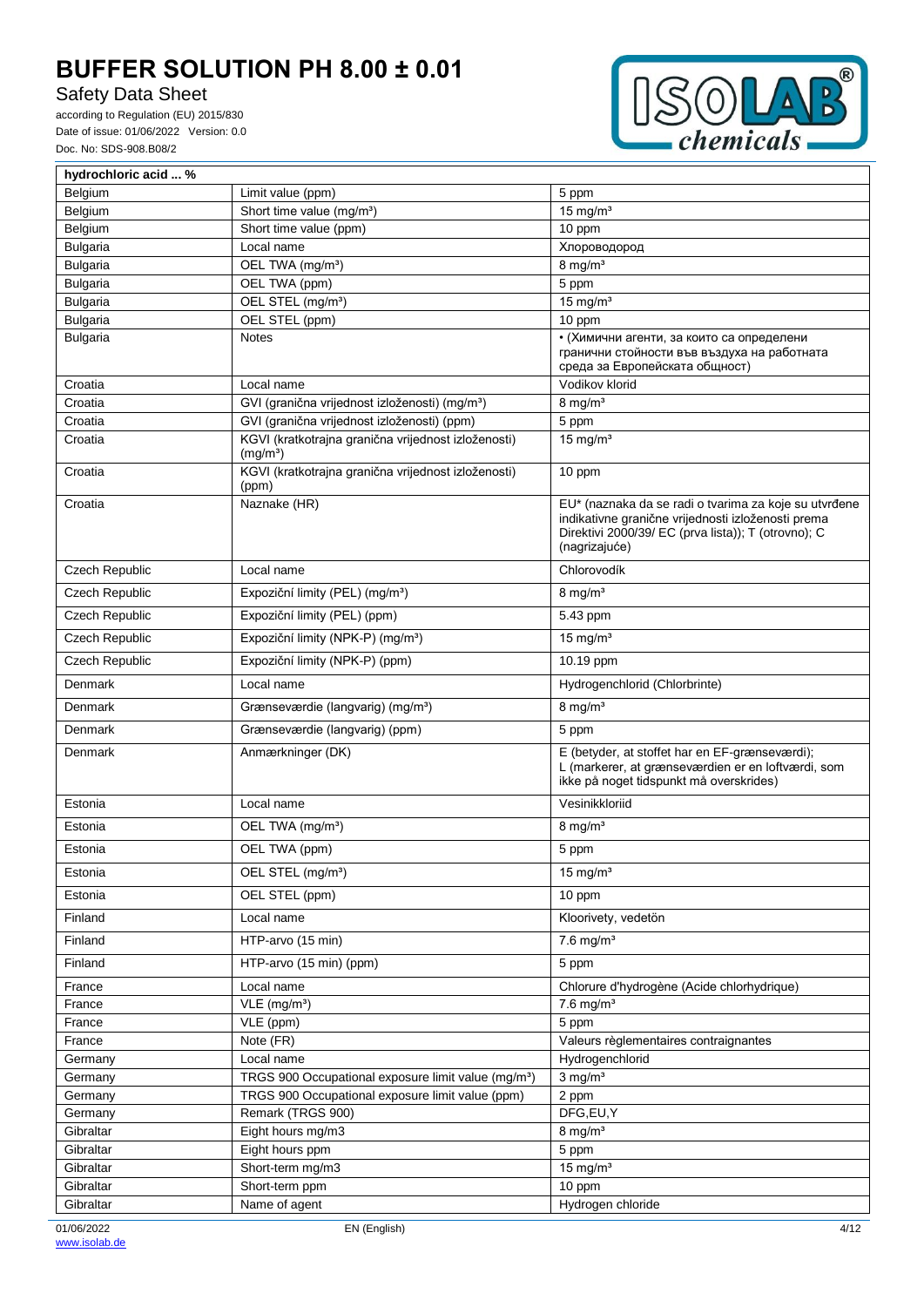| hydrochloric acid ... % | | |
|---|---|---|
| Belgium | Limit value (ppm) | 5 ppm |
| Belgium | Short time value (mg/m³) | 15 mg/m³ |
| Belgium | Short time value (ppm) | 10 ppm |
| Bulgaria | Local name | Хлороводород |
| Bulgaria | OEL TWA (mg/m³) | 8 mg/m³ |
| Bulgaria | OEL TWA (ppm) | 5 ppm |
| Bulgaria | OEL STEL (mg/m³) | 15 mg/m³ |
| Bulgaria | OEL STEL (ppm) | 10 ppm |
| Bulgaria | Notes | • (Химични агенти, за които са определени гранични стойности във въздуха на работната среда за Европейската общност) |
| Croatia | Local name | Vodikov klorid |
| Croatia | GVI (granična vrijednost izloženosti) (mg/m³) | 8 mg/m³ |
| Croatia | GVI (granična vrijednost izloženosti) (ppm) | 5 ppm |
| Croatia | KGVI (kratkotrajna granična vrijednost izloženosti) (mg/m³) | 15 mg/m³ |
| Croatia | KGVI (kratkotrajna granična vrijednost izloženosti) (ppm) | 10 ppm |
| Croatia | Naznake (HR) | EU* (naznaka da se radi o tvarima za koje su utvrđene indikativne granične vrijednosti izloženosti prema Direktivi 2000/39/ EC (prva lista)); T (otrovno); C (nagrizajuće) |
| Czech Republic | Local name | Chlorovodík |
| Czech Republic | Expoziční limity (PEL) (mg/m³) | 8 mg/m³ |
| Czech Republic | Expoziční limity (PEL) (ppm) | 5.43 ppm |
| Czech Republic | Expoziční limity (NPK-P) (mg/m³) | 15 mg/m³ |
| Czech Republic | Expoziční limity (NPK-P) (ppm) | 10.19 ppm |
| Denmark | Local name | Hydrogenchlorid (Chlorbrinte) |
| Denmark | Grænseværdie (langvarig) (mg/m³) | 8 mg/m³ |
| Denmark | Grænseværdie (langvarig) (ppm) | 5 ppm |
| Denmark | Anmærkninger (DK) | E (betyder, at stoffet har en EF-grænseværdi);<br>L (markerer, at grænseværdien er en loftværdi, som ikke på noget tidspunkt må overskrides) |
| Estonia | Local name | Vesinikkloriid |
| Estonia | OEL TWA (mg/m³) | 8 mg/m³ |
| Estonia | OEL TWA (ppm) | 5 ppm |
| Estonia | OEL STEL (mg/m³) | 15 mg/m³ |
| Estonia | OEL STEL (ppm) | 10 ppm |
| Finland | Local name | Kloorivety, vedetön |
| Finland | HTP-arvo (15 min) | 7.6 mg/m³ |
| Finland | HTP-arvo (15 min) (ppm) | 5 ppm |
| France | Local name | Chlorure d'hydrogène (Acide chlorhydrique) |
| France | VLE (mg/m³) | 7.6 mg/m³ |
| France | VLE (ppm) | 5 ppm |
| France | Note (FR) | Valeurs règlementaires contraignantes |
| Germany | Local name | Hydrogenchlorid |
| Germany | TRGS 900 Occupational exposure limit value (mg/m³) | 3 mg/m³ |
| Germany | TRGS 900 Occupational exposure limit value (ppm) | 2 ppm |
| Germany | Remark (TRGS 900) | DFG,EU,Y |
| Gibraltar | Eight hours mg/m3 | 8 mg/m³ |
| Gibraltar | Eight hours ppm | 5 ppm |
| Gibraltar | Short-term mg/m3 | 15 mg/m³ |
| Gibraltar | Short-term ppm | 10 ppm |
| Gibraltar | Name of agent | Hydrogen chloride |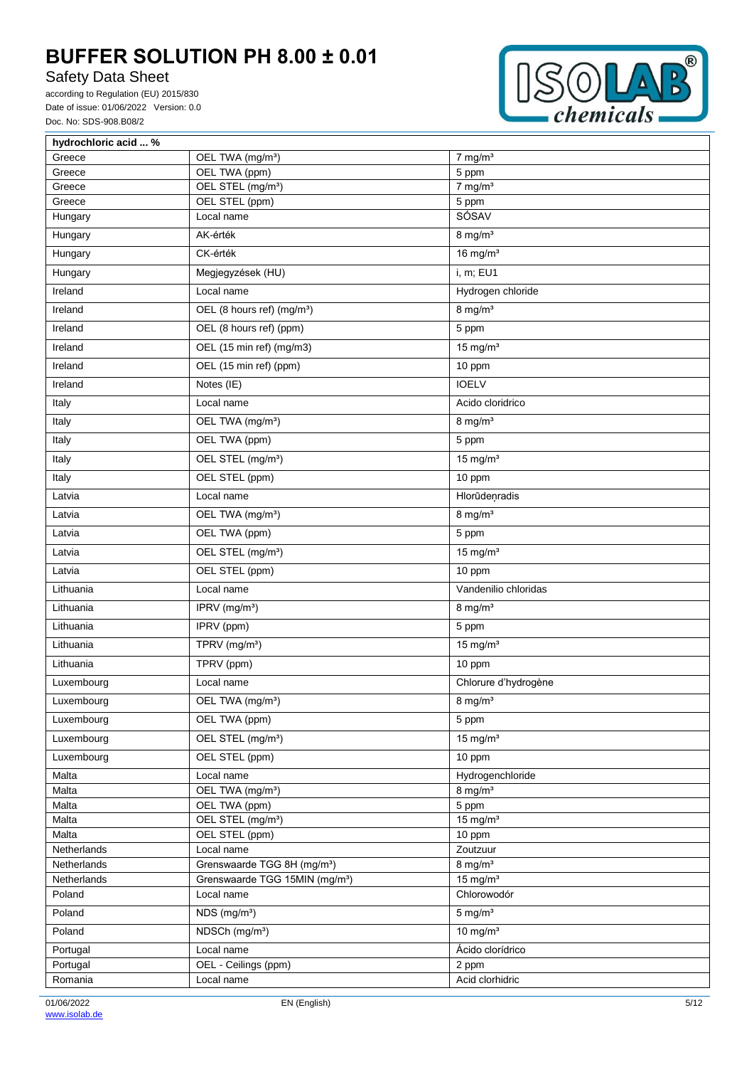| hydrochloric acid ... % | | |
|---|---|---|
| Greece | OEL TWA (mg/m³) | 7 mg/m³ |
| Greece | OEL TWA (ppm) | 5 ppm |
| Greece | OEL STEL (mg/m³) | 7 mg/m³ |
| Greece | OEL STEL (ppm) | 5 ppm |
| Hungary | Local name | SÓSAV |
| Hungary | AK-érték | 8 mg/m³ |
| Hungary | CK-érték | 16 mg/m³ |
| Hungary | Megjegyzések (HU) | i, m; EU1 |
| Ireland | Local name | Hydrogen chloride |
| Ireland | OEL (8 hours ref) (mg/m³) | 8 mg/m³ |
| Ireland | OEL (8 hours ref) (ppm) | 5 ppm |
| Ireland | OEL (15 min ref) (mg/m3) | 15 mg/m³ |
| Ireland | OEL (15 min ref) (ppm) | 10 ppm |
| Ireland | Notes (IE) | IOELV |
| Italy | Local name | Acido cloridrico |
| Italy | OEL TWA (mg/m³) | 8 mg/m³ |
| Italy | OEL TWA (ppm) | 5 ppm |
| Italy | OEL STEL (mg/m³) | 15 mg/m³ |
| Italy | OEL STEL (ppm) | 10 ppm |
| Latvia | Local name | Hlorūdeņradis |
| Latvia | OEL TWA (mg/m³) | 8 mg/m³ |
| Latvia | OEL TWA (ppm) | 5 ppm |
| Latvia | OEL STEL (mg/m³) | 15 mg/m³ |
| Latvia | OEL STEL (ppm) | 10 ppm |
| Lithuania | Local name | Vandenilio chloridas |
| Lithuania | IPRV (mg/m³) | 8 mg/m³ |
| Lithuania | IPRV (ppm) | 5 ppm |
| Lithuania | TPRV (mg/m³) | 15 mg/m³ |
| Lithuania | TPRV (ppm) | 10 ppm |
| Luxembourg | Local name | Chlorure d'hydrogène |
| Luxembourg | OEL TWA (mg/m³) | 8 mg/m³ |
| Luxembourg | OEL TWA (ppm) | 5 ppm |
| Luxembourg | OEL STEL (mg/m³) | 15 mg/m³ |
| Luxembourg | OEL STEL (ppm) | 10 ppm |
| Malta | Local name | Hydrogenchloride |
| Malta | OEL TWA (mg/m³) | 8 mg/m³ |
| Malta | OEL TWA (ppm) | 5 ppm |
| Malta | OEL STEL (mg/m³) | 15 mg/m³ |
| Malta | OEL STEL (ppm) | 10 ppm |
| Netherlands | Local name | Zoutzuur |
| Netherlands | Grenswaarde TGG 8H (mg/m³) | 8 mg/m³ |
| Netherlands | Grenswaarde TGG 15MIN (mg/m³) | 15 mg/m³ |
| Poland | Local name | Chlorowodór |
| Poland | NDS (mg/m³) | 5 mg/m³ |
| Poland | NDSCh (mg/m³) | 10 mg/m³ |
| Portugal | Local name | Ácido clorídrico |
| Portugal | OEL - Ceilings (ppm) | 2 ppm |
| Romania | Local name | Acid clorhidric |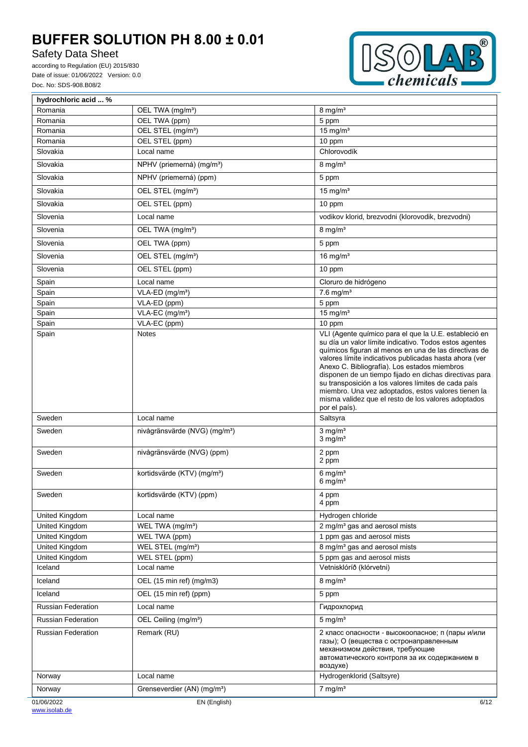| hydrochloric acid ... % | | |
|---|---|---|
| Romania | OEL TWA (mg/m³) | 8 mg/m³ |
| Romania | OEL TWA (ppm) | 5 ppm |
| Romania | OEL STEL (mg/m³) | 15 mg/m³ |
| Romania | OEL STEL (ppm) | 10 ppm |
| Slovakia | Local name | Chlorovodík |
| Slovakia | NPHV (priemerná) (mg/m³) | 8 mg/m³ |
| Slovakia | NPHV (priemerná) (ppm) | 5 ppm |
| Slovakia | OEL STEL (mg/m³) | 15 mg/m³ |
| Slovakia | OEL STEL (ppm) | 10 ppm |
| Slovenia | Local name | vodikov klorid, brezvodni (klorovodik, brezvodni) |
| Slovenia | OEL TWA (mg/m³) | 8 mg/m³ |
| Slovenia | OEL TWA (ppm) | 5 ppm |
| Slovenia | OEL STEL (mg/m³) | 16 mg/m³ |
| Slovenia | OEL STEL (ppm) | 10 ppm |
| Spain | Local name | Cloruro de hidrógeno |
| Spain | VLA-ED (mg/m³) | 7.6 mg/m³ |
| Spain | VLA-ED (ppm) | 5 ppm |
| Spain | VLA-EC (mg/m³) | 15 mg/m³ |
| Spain | VLA-EC (ppm) | 10 ppm |
| Spain | Notes | VLI (Agente químico para el que la U.E. estableció en su día un valor límite indicativo. Todos estos agentes químicos figuran al menos en una de las directivas de valores límite indicativos publicadas hasta ahora (ver Anexo C. Bibliografía). Los estados miembros disponen de un tiempo fijado en dichas directivas para su transposición a los valores límites de cada país miembro. Una vez adoptados, estos valores tienen la misma validez que el resto de los valores adoptados por el país). |
| Sweden | Local name | Saltsyra |
| Sweden | nivågränsvärde (NVG) (mg/m³) | 3 mg/m³<br>3 mg/m³ |
| Sweden | nivågränsvärde (NVG) (ppm) | 2 ppm<br>2 ppm |
| Sweden | kortidsvärde (KTV) (mg/m³) | 6 mg/m³<br>6 mg/m³ |
| Sweden | kortidsvärde (KTV) (ppm) | 4 ppm<br>4 ppm |
| United Kingdom | Local name | Hydrogen chloride |
| United Kingdom | WEL TWA (mg/m³) | 2 mg/m³ gas and aerosol mists |
| United Kingdom | WEL TWA (ppm) | 1 ppm gas and aerosol mists |
| United Kingdom | WEL STEL (mg/m³) | 8 mg/m³ gas and aerosol mists |
| United Kingdom | WEL STEL (ppm) | 5 ppm gas and aerosol mists |
| Iceland | Local name | Vetnisklóríð (klórvetni) |
| Iceland | OEL (15 min ref) (mg/m3) | 8 mg/m³ |
| Iceland | OEL (15 min ref) (ppm) | 5 ppm |
| Russian Federation | Local name | Гидрохлорид |
| Russian Federation | OEL Ceiling (mg/m³) | 5 mg/m³ |
| Russian Federation | Remark (RU) | 2 класс опасности - высокоопасное; п (пары и/или газы); О (вещества с остронаправленным механизмом действия, требующие автоматического контроля за их содержанием в воздухе) |
| Norway | Local name | Hydrogenklorid (Saltsyre) |
| Norway | Grenseverdier (AN) (mg/m³) | 7 mg/m³ |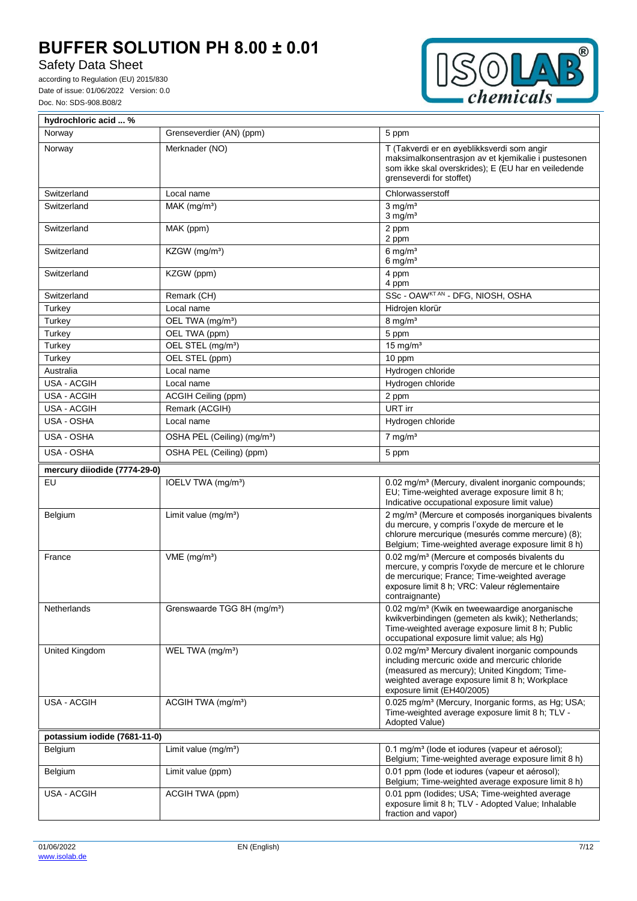| hydrochloric acid ... % | | |
|---|---|---|
| Norway | Grenseverdier (AN) (ppm) | 5 ppm |
| Norway | Merknader (NO) | T (Takverdi er en øyeblikksverdi som angir maksimalkonsentrasjon av et kjemikalie i pustesonen som ikke skal overskrides); E (EU har en veiledende grenseverdi for stoffet) |
| Switzerland | Local name | Chlorwasserstoff |
| Switzerland | MAK (mg/m³) | 3 mg/m³<br>3 mg/m³ |
| Switzerland | MAK (ppm) | 2 ppm<br>2 ppm |
| Switzerland | KZGW (mg/m³) | 6 mg/m³<br>6 mg/m³ |
| Switzerland | KZGW (ppm) | 4 ppm<br>4 ppm |
| Switzerland | Remark (CH) | SSc - OAW[KT AN] - DFG, NIOSH, OSHA |
| Turkey | Local name | Hidrojen klorür |
| Turkey | OEL TWA (mg/m³) | 8 mg/m³ |
| Turkey | OEL TWA (ppm) | 5 ppm |
| Turkey | OEL STEL (mg/m³) | 15 mg/m³ |
| Turkey | OEL STEL (ppm) | 10 ppm |
| Australia | Local name | Hydrogen chloride |
| USA - ACGIH | Local name | Hydrogen chloride |
| USA - ACGIH | ACGIH Ceiling (ppm) | 2 ppm |
| USA - ACGIH | Remark (ACGIH) | URT irr |
| USA - OSHA | Local name | Hydrogen chloride |
| USA - OSHA | OSHA PEL (Ceiling) (mg/m³) | 7 mg/m³ |
| USA - OSHA | OSHA PEL (Ceiling) (ppm) | 5 ppm |
| **mercury diiodide (7774-29-0)** | | |
| EU | IOELV TWA (mg/m³) | 0.02 mg/m³ (Mercury, divalent inorganic compounds; EU; Time-weighted average exposure limit 8 h; Indicative occupational exposure limit value) |
| Belgium | Limit value (mg/m³) | 2 mg/m³ (Mercure et composés inorganiques bivalents du mercure, y compris l'oxyde de mercure et le chlorure mercurique (mesurés comme mercure) (8); Belgium; Time-weighted average exposure limit 8 h) |
| France | VME (mg/m³) | 0.02 mg/m³ (Mercure et composés bivalents du mercure, y compris l'oxyde de mercure et le chlorure de mercurique; France; Time-weighted average exposure limit 8 h; VRC: Valeur réglementaire contraignante) |
| Netherlands | Grenswaarde TGG 8H (mg/m³) | 0.02 mg/m³ (Kwik en tweewaardige anorganische kwikverbindingen (gemeten als kwik); Netherlands; Time-weighted average exposure limit 8 h; Public occupational exposure limit value; als Hg) |
| United Kingdom | WEL TWA (mg/m³) | 0.02 mg/m³ Mercury divalent inorganic compounds including mercuric oxide and mercuric chloride (measured as mercury); United Kingdom; Time-weighted average exposure limit 8 h; Workplace exposure limit (EH40/2005) |
| USA - ACGIH | ACGIH TWA (mg/m³) | 0.025 mg/m³ (Mercury, Inorganic forms, as Hg; USA; Time-weighted average exposure limit 8 h; TLV - Adopted Value) |
| **potassium iodide (7681-11-0)** | | |
| Belgium | Limit value (mg/m³) | 0.1 mg/m³ (Iode et iodures (vapeur et aérosol); Belgium; Time-weighted average exposure limit 8 h) |
| Belgium | Limit value (ppm) | 0.01 ppm (Iode et iodures (vapeur et aérosol); Belgium; Time-weighted average exposure limit 8 h) |
| USA - ACGIH | ACGIH TWA (ppm) | 0.01 ppm (Iodides; USA; Time-weighted average exposure limit 8 h; TLV - Adopted Value; Inhalable fraction and vapor) |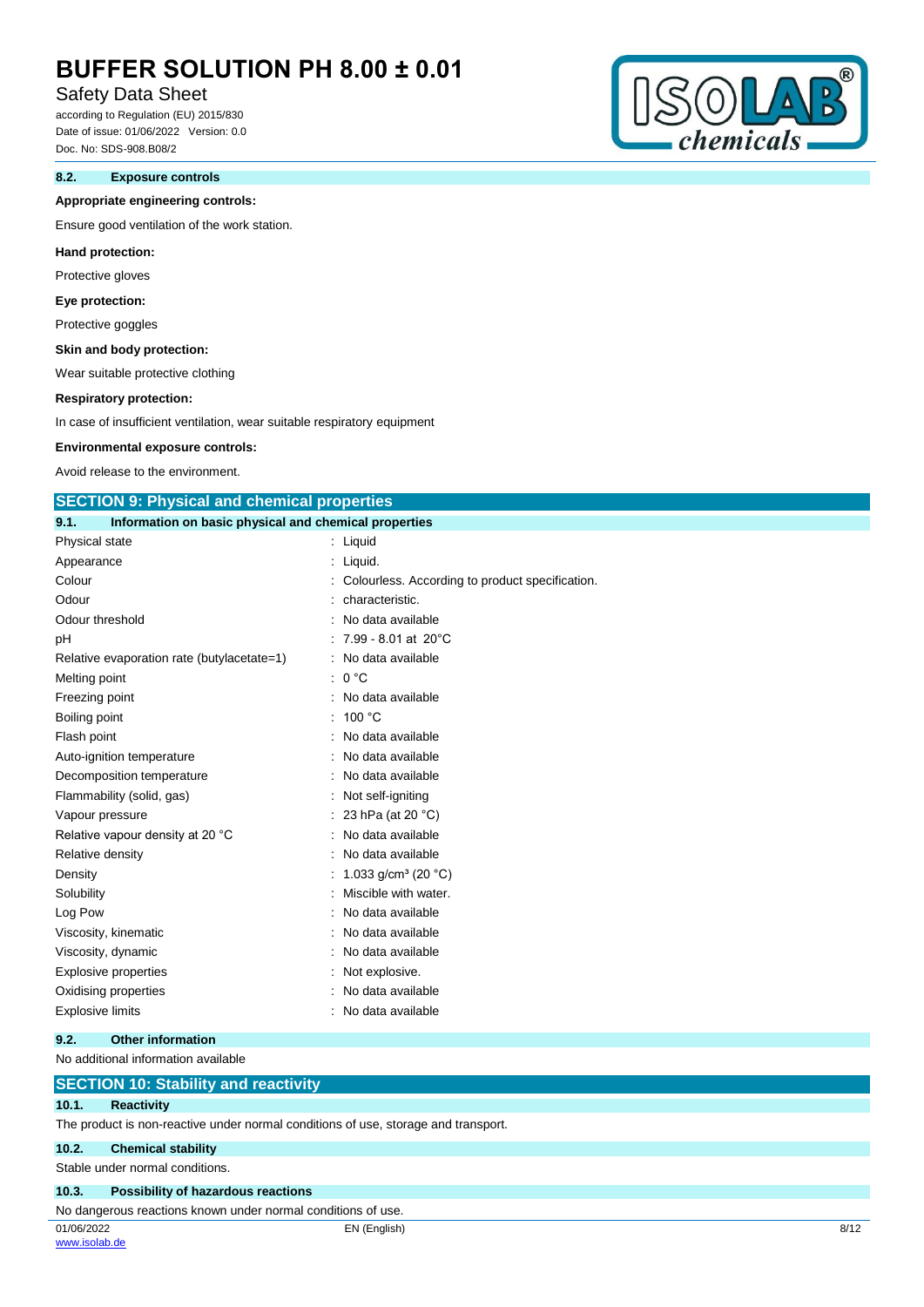### 8.2. Exposure controls

**Appropriate engineering controls:**

Ensure good ventilation of the work station.

**Hand protection:**

Protective gloves

**Eye protection:**

Protective goggles

**Skin and body protection:**

Wear suitable protective clothing

**Respiratory protection:**

In case of insufficient ventilation, wear suitable respiratory equipment

**Environmental exposure controls:**

Avoid release to the environment.

## SECTION 9: Physical and chemical properties

### 9.1. Information on basic physical and chemical properties

| Property | Value |
|---|---|
| Physical state | Liquid |
| Appearance | Liquid. |
| Colour | Colourless. According to product specification. |
| Odour | characteristic. |
| Odour threshold | No data available |
| pH | 7.99 - 8.01 at 20°C |
| Relative evaporation rate (butylacetate=1) | No data available |
| Melting point | 0 °C |
| Freezing point | No data available |
| Boiling point | 100 °C |
| Flash point | No data available |
| Auto-ignition temperature | No data available |
| Decomposition temperature | No data available |
| Flammability (solid, gas) | Not self-igniting |
| Vapour pressure | 23 hPa (at 20 °C) |
| Relative vapour density at 20 °C | No data available |
| Relative density | No data available |
| Density | 1.033 g/cm³ (20 °C) |
| Solubility | Miscible with water. |
| Log Pow | No data available |
| Viscosity, kinematic | No data available |
| Viscosity, dynamic | No data available |
| Explosive properties | Not explosive. |
| Oxidising properties | No data available |
| Explosive limits | No data available |

### 9.2. Other information

No additional information available

## SECTION 10: Stability and reactivity

### 10.1. Reactivity

The product is non-reactive under normal conditions of use, storage and transport.

### 10.2. Chemical stability

Stable under normal conditions.

### 10.3. Possibility of hazardous reactions

No dangerous reactions known under normal conditions of use.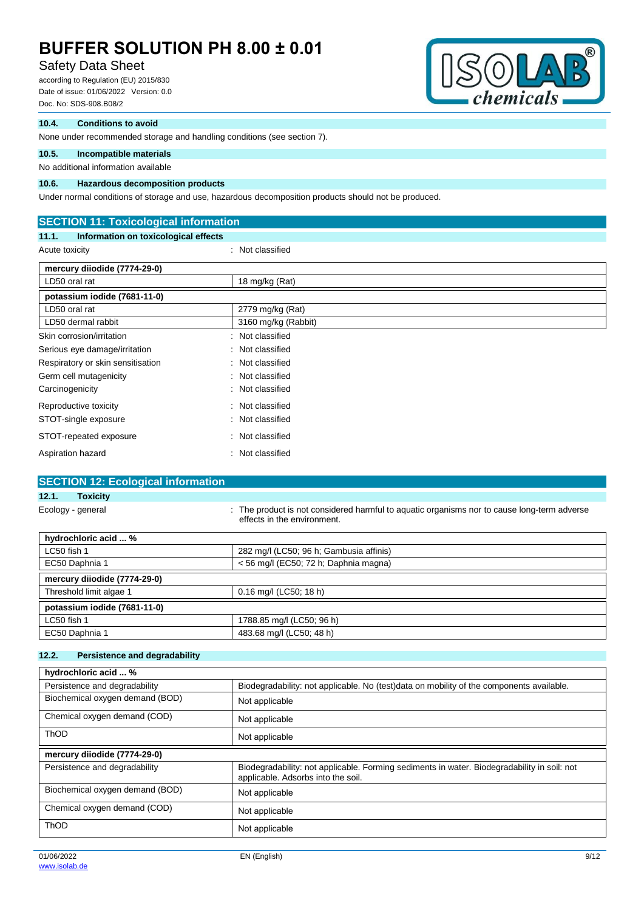### 10.4. Conditions to avoid

None under recommended storage and handling conditions (see section 7).

### 10.5. Incompatible materials

No additional information available

### 10.6. Hazardous decomposition products

Under normal conditions of storage and use, hazardous decomposition products should not be produced.

## SECTION 11: Toxicological information

### 11.1. Information on toxicological effects

Acute toxicity : Not classified

| mercury diiodide (7774-29-0) | |
|---|---|
| LD50 oral rat | 18 mg/kg (Rat) |

| potassium iodide (7681-11-0) | |
|---|---|
| LD50 oral rat | 2779 mg/kg (Rat) |
| LD50 dermal rabbit | 3160 mg/kg (Rabbit) |

Skin corrosion/irritation : Not classified

Serious eye damage/irritation : Not classified

Respiratory or skin sensitisation : Not classified

Germ cell mutagenicity : Not classified

Carcinogenicity : Not classified

Reproductive toxicity : Not classified

STOT-single exposure : Not classified

STOT-repeated exposure : Not classified

Aspiration hazard : Not classified

## SECTION 12: Ecological information

### 12.1. Toxicity

Ecology - general : The product is not considered harmful to aquatic organisms nor to cause long-term adverse effects in the environment.

| hydrochloric acid ... % | |
|---|---|
| LC50 fish 1 | 282 mg/l (LC50; 96 h; Gambusia affinis) |
| EC50 Daphnia 1 | < 56 mg/l (EC50; 72 h; Daphnia magna) |

| mercury diiodide (7774-29-0) | |
|---|---|
| Threshold limit algae 1 | 0.16 mg/l (LC50; 18 h) |

| potassium iodide (7681-11-0) | |
|---|---|
| LC50 fish 1 | 1788.85 mg/l (LC50; 96 h) |
| EC50 Daphnia 1 | 483.68 mg/l (LC50; 48 h) |

### 12.2. Persistence and degradability

| hydrochloric acid ... % | |
|---|---|
| Persistence and degradability | Biodegradability: not applicable. No (test)data on mobility of the components available. |
| Biochemical oxygen demand (BOD) | Not applicable |
| Chemical oxygen demand (COD) | Not applicable |
| ThOD | Not applicable |

| mercury diiodide (7774-29-0) | |
|---|---|
| Persistence and degradability | Biodegradability: not applicable. Forming sediments in water. Biodegradability in soil: not applicable. Adsorbs into the soil. |
| Biochemical oxygen demand (BOD) | Not applicable |
| Chemical oxygen demand (COD) | Not applicable |
| ThOD | Not applicable |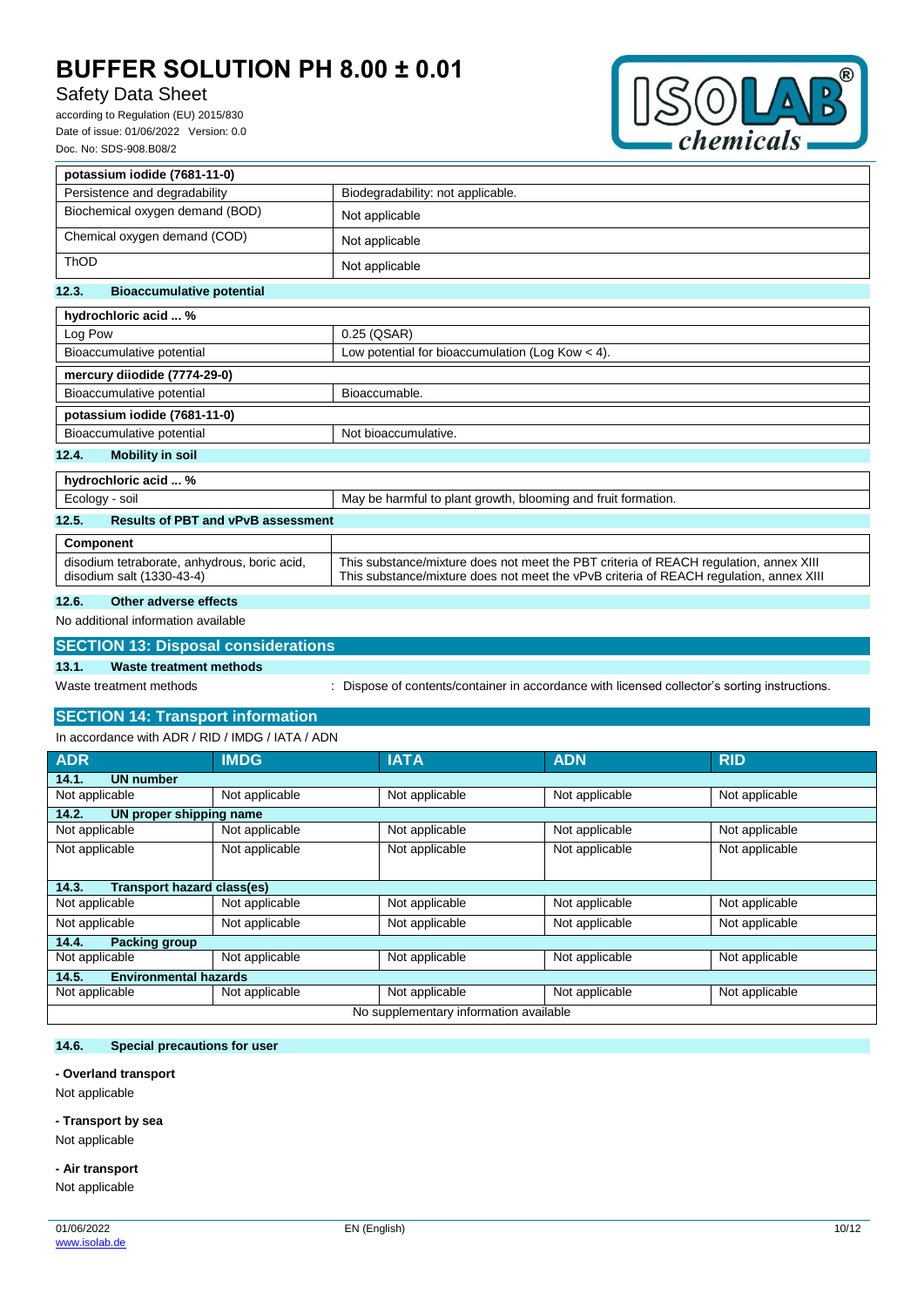| potassium iodide (7681-11-0) | |
|---|---|
| Persistence and degradability | Biodegradability: not applicable. |
| Biochemical oxygen demand (BOD) | Not applicable |
| Chemical oxygen demand (COD) | Not applicable |
| ThOD | Not applicable |

### 12.3. Bioaccumulative potential

| hydrochloric acid ... % | |
|---|---|
| Log Pow | 0.25 (QSAR) |
| Bioaccumulative potential | Low potential for bioaccumulation (Log Kow < 4). |

| mercury diiodide (7774-29-0) | |
|---|---|
| Bioaccumulative potential | Bioaccumable. |

| potassium iodide (7681-11-0) | |
|---|---|
| Bioaccumulative potential | Not bioaccumulative. |

### 12.4. Mobility in soil

| hydrochloric acid ... % | |
|---|---|
| Ecology - soil | May be harmful to plant growth, blooming and fruit formation. |

### 12.5. Results of PBT and vPvB assessment

| Component | |
|---|---|
| disodium tetraborate, anhydrous, boric acid, disodium salt (1330-43-4) | This substance/mixture does not meet the PBT criteria of REACH regulation, annex XIII<br>This substance/mixture does not meet the vPvB criteria of REACH regulation, annex XIII |

### 12.6. Other adverse effects

No additional information available

## SECTION 13: Disposal considerations

### 13.1. Waste treatment methods

Waste treatment methods : Dispose of contents/container in accordance with licensed collector's sorting instructions.

## SECTION 14: Transport information

In accordance with ADR / RID / IMDG / IATA / ADN

| ADR | IMDG | IATA | ADN | RID |
|---|---|---|---|---|
| **14.1. UN number** | | | | |
| Not applicable | Not applicable | Not applicable | Not applicable | Not applicable |
| **14.2. UN proper shipping name** | | | | |
| Not applicable | Not applicable | Not applicable | Not applicable | Not applicable |
| Not applicable | Not applicable | Not applicable | Not applicable | Not applicable |
| **14.3. Transport hazard class(es)** | | | | |
| Not applicable | Not applicable | Not applicable | Not applicable | Not applicable |
| Not applicable | Not applicable | Not applicable | Not applicable | Not applicable |
| **14.4. Packing group** | | | | |
| Not applicable | Not applicable | Not applicable | Not applicable | Not applicable |
| **14.5. Environmental hazards** | | | | |
| Not applicable | Not applicable | Not applicable | Not applicable | Not applicable |
| No supplementary information available | | | | |

### 14.6. Special precautions for user

**- Overland transport**

Not applicable

**- Transport by sea**

Not applicable

**- Air transport**

Not applicable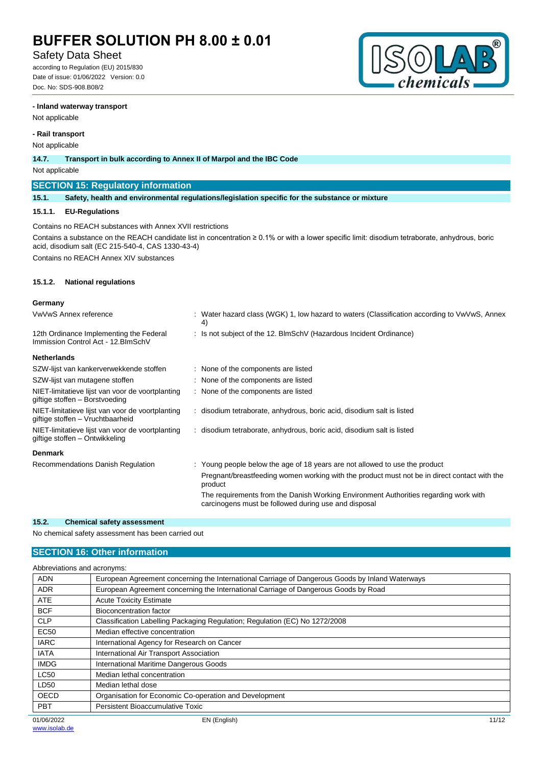**- Inland waterway transport**

Not applicable

**- Rail transport**

Not applicable

**14.7. Transport in bulk according to Annex II of Marpol and the IBC Code**

Not applicable

## SECTION 15: Regulatory information

**15.1. Safety, health and environmental regulations/legislation specific for the substance or mixture**

**15.1.1. EU-Regulations**

Contains no REACH substances with Annex XVII restrictions

Contains a substance on the REACH candidate list in concentration ≥ 0.1% or with a lower specific limit: disodium tetraborate, anhydrous, boric acid, disodium salt (EC 215-540-4, CAS 1330-43-4)

Contains no REACH Annex XIV substances

**15.1.2. National regulations**

**Germany**

| | |
|---|---|
| VwVwS Annex reference | : Water hazard class (WGK) 1, low hazard to waters (Classification according to VwVwS, Annex 4) |
| 12th Ordinance Implementing the Federal Immission Control Act - 12.BImSchV | : Is not subject of the 12. BlmSchV (Hazardous Incident Ordinance) |

**Netherlands**

| | |
|---|---|
| SZW-lijst van kankerverwekkende stoffen | : None of the components are listed |
| SZW-lijst van mutagene stoffen | : None of the components are listed |
| NIET-limitatieve lijst van voor de voortplanting giftige stoffen – Borstvoeding | : None of the components are listed |
| NIET-limitatieve lijst van voor de voortplanting giftige stoffen – Vruchtbaarheid | : disodium tetraborate, anhydrous, boric acid, disodium salt is listed |
| NIET-limitatieve lijst van voor de voortplanting giftige stoffen – Ontwikkeling | : disodium tetraborate, anhydrous, boric acid, disodium salt is listed |

**Denmark**

| | |
|---|---|
| Recommendations Danish Regulation | : Young people below the age of 18 years are not allowed to use the product<br>Pregnant/breastfeeding women working with the product must not be in direct contact with the product<br>The requirements from the Danish Working Environment Authorities regarding work with carcinogens must be followed during use and disposal |

**15.2. Chemical safety assessment**

No chemical safety assessment has been carried out

## SECTION 16: Other information

Abbreviations and acronyms:

| | |
|---|---|
| ADN | European Agreement concerning the International Carriage of Dangerous Goods by Inland Waterways |
| ADR | European Agreement concerning the International Carriage of Dangerous Goods by Road |
| ATE | Acute Toxicity Estimate |
| BCF | Bioconcentration factor |
| CLP | Classification Labelling Packaging Regulation; Regulation (EC) No 1272/2008 |
| EC50 | Median effective concentration |
| IARC | International Agency for Research on Cancer |
| IATA | International Air Transport Association |
| IMDG | International Maritime Dangerous Goods |
| LC50 | Median lethal concentration |
| LD50 | Median lethal dose |
| OECD | Organisation for Economic Co-operation and Development |
| PBT | Persistent Bioaccumulative Toxic |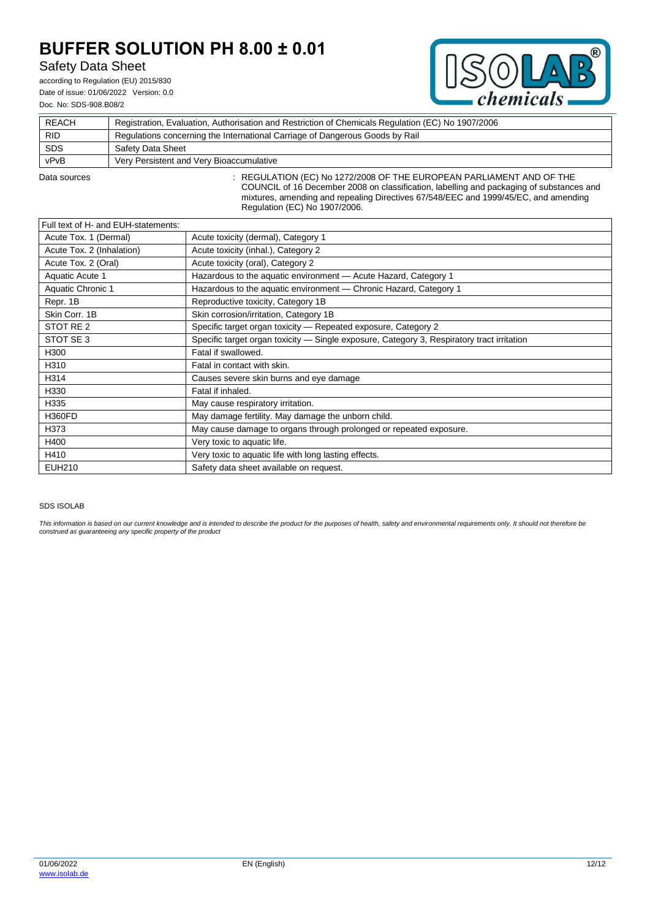| | |
|---|---|
| REACH | Registration, Evaluation, Authorisation and Restriction of Chemicals Regulation (EC) No 1907/2006 |
| RID | Regulations concerning the International Carriage of Dangerous Goods by Rail |
| SDS | Safety Data Sheet |
| vPvB | Very Persistent and Very Bioaccumulative |

Data sources : REGULATION (EC) No 1272/2008 OF THE EUROPEAN PARLIAMENT AND OF THE COUNCIL of 16 December 2008 on classification, labelling and packaging of substances and mixtures, amending and repealing Directives 67/548/EEC and 1999/45/EC, and amending Regulation (EC) No 1907/2006.

| Full text of H- and EUH-statements: | |
|---|---|
| Acute Tox. 1 (Dermal) | Acute toxicity (dermal), Category 1 |
| Acute Tox. 2 (Inhalation) | Acute toxicity (inhal.), Category 2 |
| Acute Tox. 2 (Oral) | Acute toxicity (oral), Category 2 |
| Aquatic Acute 1 | Hazardous to the aquatic environment — Acute Hazard, Category 1 |
| Aquatic Chronic 1 | Hazardous to the aquatic environment — Chronic Hazard, Category 1 |
| Repr. 1B | Reproductive toxicity, Category 1B |
| Skin Corr. 1B | Skin corrosion/irritation, Category 1B |
| STOT RE 2 | Specific target organ toxicity — Repeated exposure, Category 2 |
| STOT SE 3 | Specific target organ toxicity — Single exposure, Category 3, Respiratory tract irritation |
| H300 | Fatal if swallowed. |
| H310 | Fatal in contact with skin. |
| H314 | Causes severe skin burns and eye damage |
| H330 | Fatal if inhaled. |
| H335 | May cause respiratory irritation. |
| H360FD | May damage fertility. May damage the unborn child. |
| H373 | May cause damage to organs through prolonged or repeated exposure. |
| H400 | Very toxic to aquatic life. |
| H410 | Very toxic to aquatic life with long lasting effects. |
| EUH210 | Safety data sheet available on request. |

SDS ISOLAB

*This information is based on our current knowledge and is intended to describe the product for the purposes of health, safety and environmental requirements only. It should not therefore be construed as guaranteeing any specific property of the product*